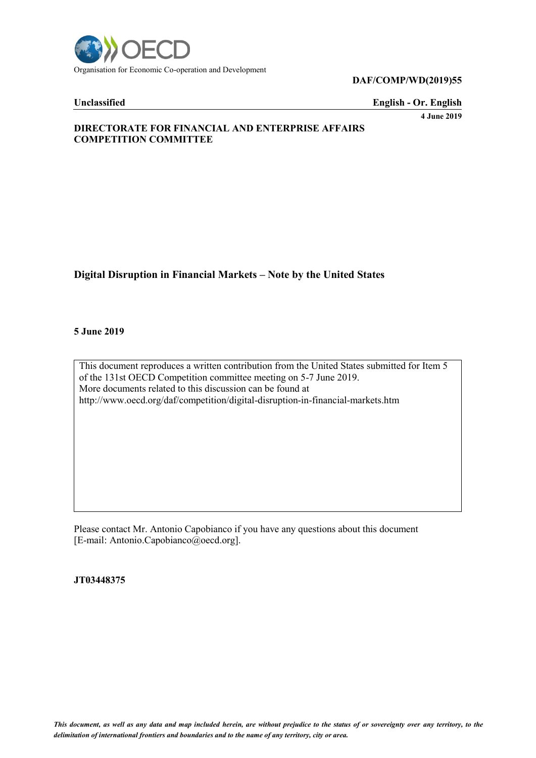Organisation for Economic Co-operation and Development

**DAF/COMP/WD(2019)55**

**Unclassified** **English - Or. English**

**4 June 2019**

**DIRECTORATE FOR FINANCIAL AND ENTERPRISE AFFAIRS**
**COMPETITION COMMITTEE**

# Digital Disruption in Financial Markets – Note by the United States

**5 June 2019**

This document reproduces a written contribution from the United States submitted for Item 5 of the 131st OECD Competition committee meeting on 5-7 June 2019.
More documents related to this discussion can be found at
http://www.oecd.org/daf/competition/digital-disruption-in-financial-markets.htm

Please contact Mr. Antonio Capobianco if you have any questions about this document [E-mail: Antonio.Capobianco@oecd.org].

**JT03448375**

*This document, as well as any data and map included herein, are without prejudice to the status of or sovereignty over any territory, to the delimitation of international frontiers and boundaries and to the name of any territory, city or area.*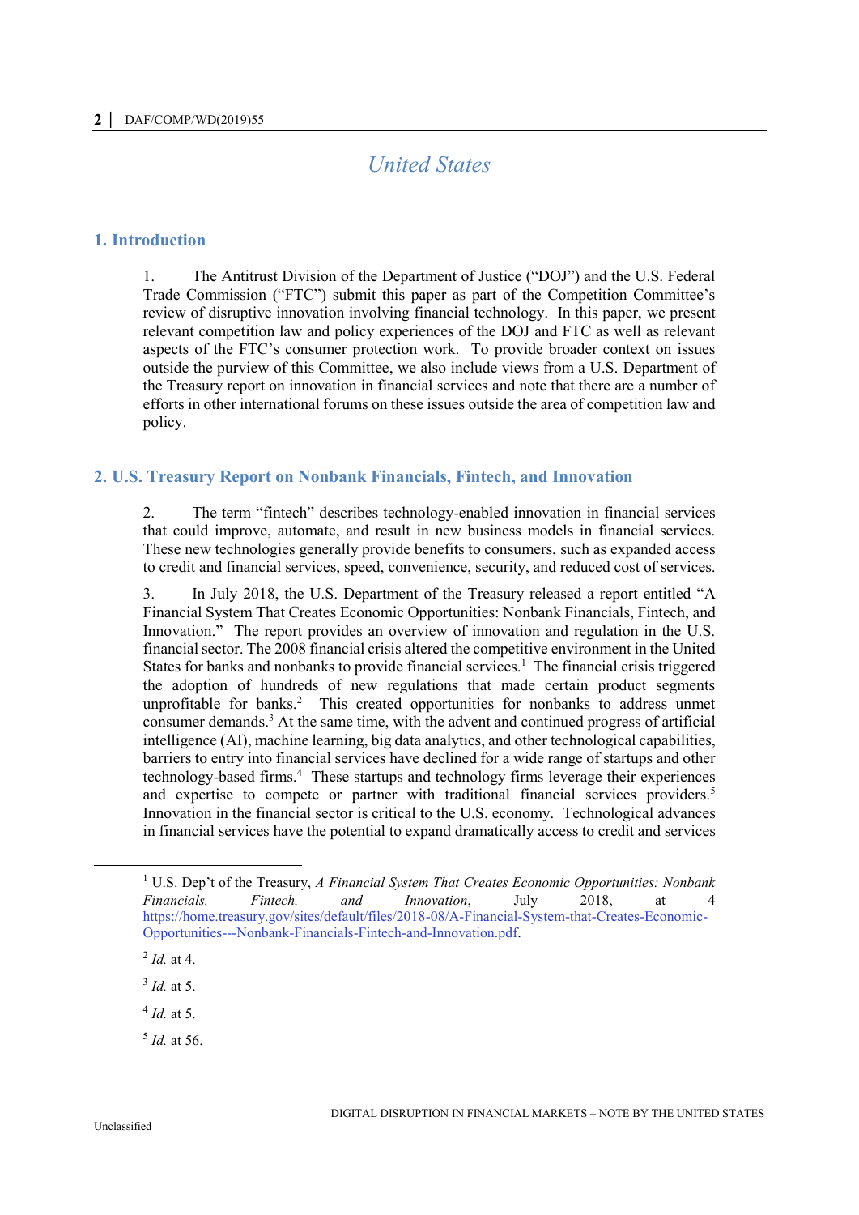# United States

## 1. Introduction

1. The Antitrust Division of the Department of Justice ("DOJ") and the U.S. Federal Trade Commission ("FTC") submit this paper as part of the Competition Committee's review of disruptive innovation involving financial technology. In this paper, we present relevant competition law and policy experiences of the DOJ and FTC as well as relevant aspects of the FTC's consumer protection work. To provide broader context on issues outside the purview of this Committee, we also include views from a U.S. Department of the Treasury report on innovation in financial services and note that there are a number of efforts in other international forums on these issues outside the area of competition law and policy.

## 2. U.S. Treasury Report on Nonbank Financials, Fintech, and Innovation

2. The term "fintech" describes technology-enabled innovation in financial services that could improve, automate, and result in new business models in financial services. These new technologies generally provide benefits to consumers, such as expanded access to credit and financial services, speed, convenience, security, and reduced cost of services.

3. In July 2018, the U.S. Department of the Treasury released a report entitled "A Financial System That Creates Economic Opportunities: Nonbank Financials, Fintech, and Innovation." The report provides an overview of innovation and regulation in the U.S. financial sector. The 2008 financial crisis altered the competitive environment in the United States for banks and nonbanks to provide financial services.[1] The financial crisis triggered the adoption of hundreds of new regulations that made certain product segments unprofitable for banks.[2] This created opportunities for nonbanks to address unmet consumer demands.[3] At the same time, with the advent and continued progress of artificial intelligence (AI), machine learning, big data analytics, and other technological capabilities, barriers to entry into financial services have declined for a wide range of startups and other technology-based firms.[4] These startups and technology firms leverage their experiences and expertise to compete or partner with traditional financial services providers.[5] Innovation in the financial sector is critical to the U.S. economy. Technological advances in financial services have the potential to expand dramatically access to credit and services

---

[1] U.S. Dep't of the Treasury, *A Financial System That Creates Economic Opportunities: Nonbank Financials, Fintech, and Innovation*, July 2018, at 4 https://home.treasury.gov/sites/default/files/2018-08/A-Financial-System-that-Creates-Economic-Opportunities---Nonbank-Financials-Fintech-and-Innovation.pdf.

[2] *Id.* at 4.

[3] *Id.* at 5.

[4] *Id.* at 5.

[5] *Id.* at 56.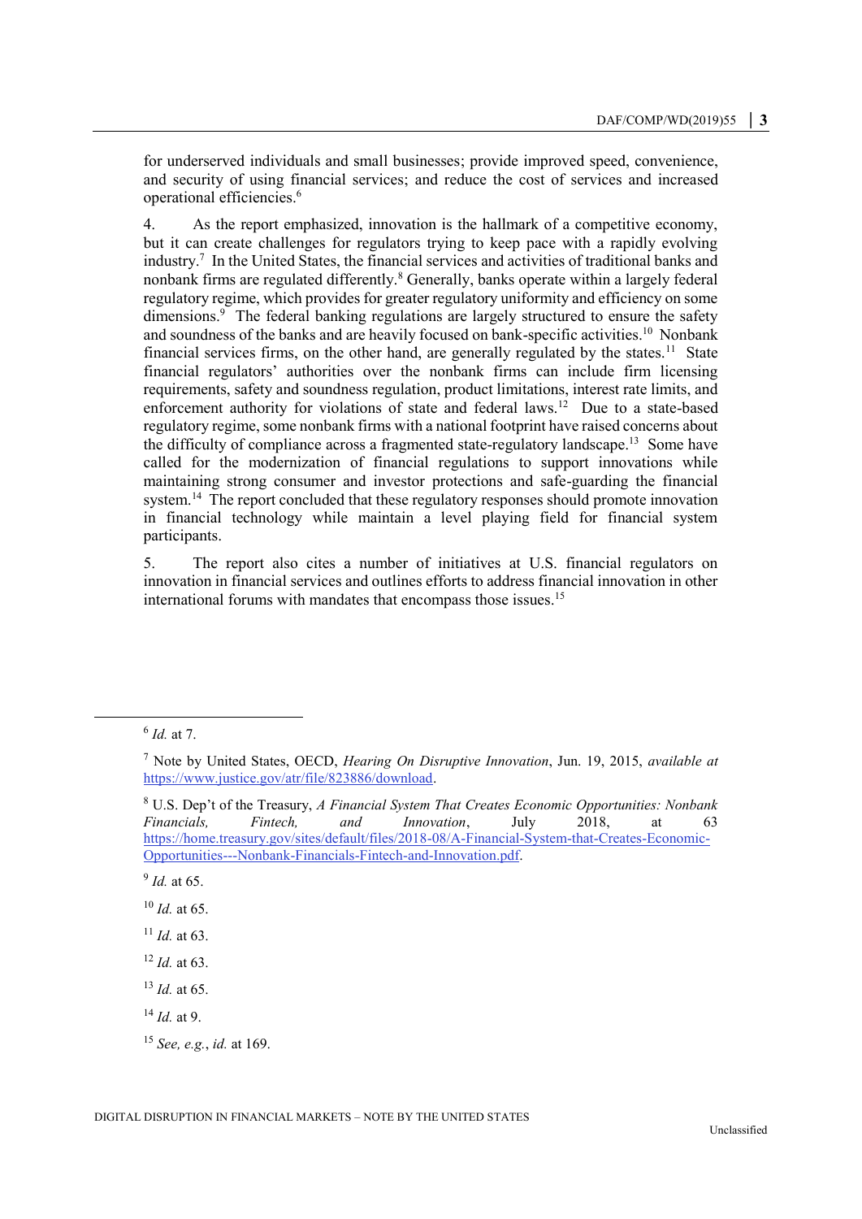for underserved individuals and small businesses; provide improved speed, convenience, and security of using financial services; and reduce the cost of services and increased operational efficiencies.[6]

4. As the report emphasized, innovation is the hallmark of a competitive economy, but it can create challenges for regulators trying to keep pace with a rapidly evolving industry.[7] In the United States, the financial services and activities of traditional banks and nonbank firms are regulated differently.[8] Generally, banks operate within a largely federal regulatory regime, which provides for greater regulatory uniformity and efficiency on some dimensions.[9] The federal banking regulations are largely structured to ensure the safety and soundness of the banks and are heavily focused on bank-specific activities.[10] Nonbank financial services firms, on the other hand, are generally regulated by the states.[11] State financial regulators' authorities over the nonbank firms can include firm licensing requirements, safety and soundness regulation, product limitations, interest rate limits, and enforcement authority for violations of state and federal laws.[12] Due to a state-based regulatory regime, some nonbank firms with a national footprint have raised concerns about the difficulty of compliance across a fragmented state-regulatory landscape.[13] Some have called for the modernization of financial regulations to support innovations while maintaining strong consumer and investor protections and safe-guarding the financial system.[14] The report concluded that these regulatory responses should promote innovation in financial technology while maintain a level playing field for financial system participants.

5. The report also cites a number of initiatives at U.S. financial regulators on innovation in financial services and outlines efforts to address financial innovation in other international forums with mandates that encompass those issues.[15]

---

[6] *Id.* at 7.

[7] Note by United States, OECD, *Hearing On Disruptive Innovation*, Jun. 19, 2015, *available at* https://www.justice.gov/atr/file/823886/download.

[8] U.S. Dep't of the Treasury, *A Financial System That Creates Economic Opportunities: Nonbank Financials, Fintech, and Innovation*, July 2018, at 63 https://home.treasury.gov/sites/default/files/2018-08/A-Financial-System-that-Creates-Economic-Opportunities---Nonbank-Financials-Fintech-and-Innovation.pdf.

[9] *Id.* at 65.

[10] *Id.* at 65.

[11] *Id.* at 63.

[12] *Id.* at 63.

[13] *Id.* at 65.

[14] *Id.* at 9.

[15] *See, e.g.*, *id.* at 169.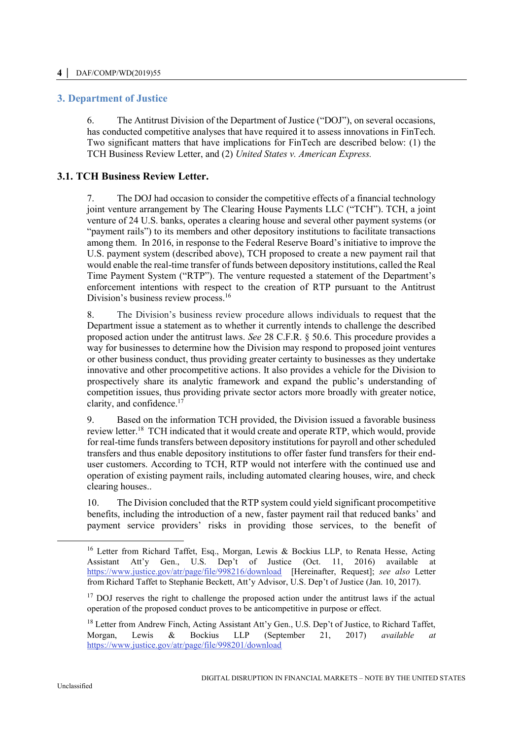## 3. Department of Justice

6. The Antitrust Division of the Department of Justice ("DOJ"), on several occasions, has conducted competitive analyses that have required it to assess innovations in FinTech. Two significant matters that have implications for FinTech are described below: (1) the TCH Business Review Letter, and (2) *United States v. American Express.*

### 3.1. TCH Business Review Letter.

7. The DOJ had occasion to consider the competitive effects of a financial technology joint venture arrangement by The Clearing House Payments LLC ("TCH"). TCH, a joint venture of 24 U.S. banks, operates a clearing house and several other payment systems (or "payment rails") to its members and other depository institutions to facilitate transactions among them. In 2016, in response to the Federal Reserve Board's initiative to improve the U.S. payment system (described above), TCH proposed to create a new payment rail that would enable the real-time transfer of funds between depository institutions, called the Real Time Payment System ("RTP"). The venture requested a statement of the Department's enforcement intentions with respect to the creation of RTP pursuant to the Antitrust Division's business review process.[16]

8. The Division's business review procedure allows individuals to request that the Department issue a statement as to whether it currently intends to challenge the described proposed action under the antitrust laws. *See* 28 C.F.R. § 50.6. This procedure provides a way for businesses to determine how the Division may respond to proposed joint ventures or other business conduct, thus providing greater certainty to businesses as they undertake innovative and other procompetitive actions. It also provides a vehicle for the Division to prospectively share its analytic framework and expand the public's understanding of competition issues, thus providing private sector actors more broadly with greater notice, clarity, and confidence.[17]

9. Based on the information TCH provided, the Division issued a favorable business review letter.[18] TCH indicated that it would create and operate RTP, which would, provide for real-time funds transfers between depository institutions for payroll and other scheduled transfers and thus enable depository institutions to offer faster fund transfers for their end-user customers. According to TCH, RTP would not interfere with the continued use and operation of existing payment rails, including automated clearing houses, wire, and check clearing houses..

10. The Division concluded that the RTP system could yield significant procompetitive benefits, including the introduction of a new, faster payment rail that reduced banks' and payment service providers' risks in providing those services, to the benefit of

---

[16] Letter from Richard Taffet, Esq., Morgan, Lewis & Bockius LLP, to Renata Hesse, Acting Assistant Att'y Gen., U.S. Dep't of Justice (Oct. 11, 2016) available at https://www.justice.gov/atr/page/file/998216/download [Hereinafter, Request]; *see also* Letter from Richard Taffet to Stephanie Beckett, Att'y Advisor, U.S. Dep't of Justice (Jan. 10, 2017).

[17] DOJ reserves the right to challenge the proposed action under the antitrust laws if the actual operation of the proposed conduct proves to be anticompetitive in purpose or effect.

[18] Letter from Andrew Finch, Acting Assistant Att'y Gen., U.S. Dep't of Justice, to Richard Taffet, Morgan, Lewis & Bockius LLP (September 21, 2017) *available at* https://www.justice.gov/atr/page/file/998201/download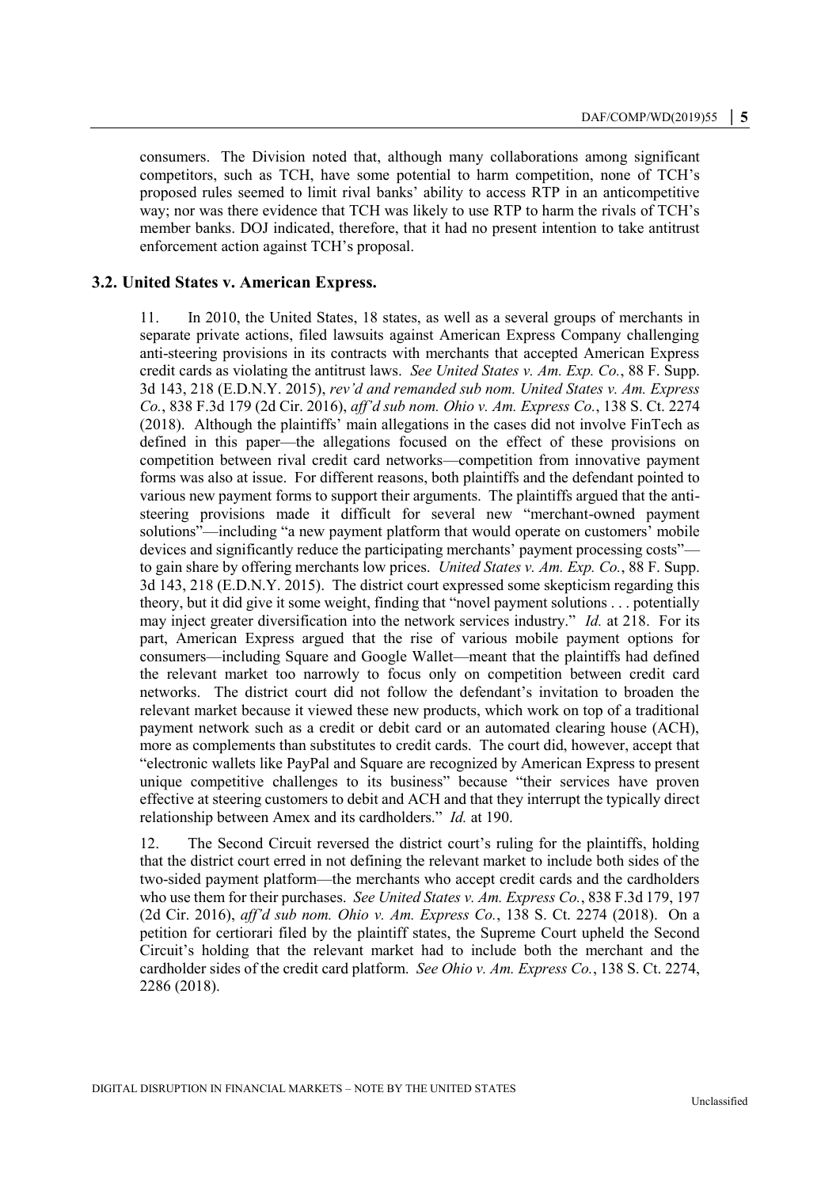consumers. The Division noted that, although many collaborations among significant competitors, such as TCH, have some potential to harm competition, none of TCH's proposed rules seemed to limit rival banks' ability to access RTP in an anticompetitive way; nor was there evidence that TCH was likely to use RTP to harm the rivals of TCH's member banks. DOJ indicated, therefore, that it had no present intention to take antitrust enforcement action against TCH's proposal.

### 3.2. United States v. American Express.

11. In 2010, the United States, 18 states, as well as a several groups of merchants in separate private actions, filed lawsuits against American Express Company challenging anti-steering provisions in its contracts with merchants that accepted American Express credit cards as violating the antitrust laws. *See United States v. Am. Exp. Co.*, 88 F. Supp. 3d 143, 218 (E.D.N.Y. 2015), *rev'd and remanded sub nom. United States v. Am. Express Co.*, 838 F.3d 179 (2d Cir. 2016), *aff'd sub nom. Ohio v. Am. Express Co.*, 138 S. Ct. 2274 (2018). Although the plaintiffs' main allegations in the cases did not involve FinTech as defined in this paper—the allegations focused on the effect of these provisions on competition between rival credit card networks—competition from innovative payment forms was also at issue. For different reasons, both plaintiffs and the defendant pointed to various new payment forms to support their arguments. The plaintiffs argued that the anti-steering provisions made it difficult for several new "merchant-owned payment solutions"—including "a new payment platform that would operate on customers' mobile devices and significantly reduce the participating merchants' payment processing costs"—to gain share by offering merchants low prices. *United States v. Am. Exp. Co.*, 88 F. Supp. 3d 143, 218 (E.D.N.Y. 2015). The district court expressed some skepticism regarding this theory, but it did give it some weight, finding that "novel payment solutions . . . potentially may inject greater diversification into the network services industry." *Id.* at 218. For its part, American Express argued that the rise of various mobile payment options for consumers—including Square and Google Wallet—meant that the plaintiffs had defined the relevant market too narrowly to focus only on competition between credit card networks. The district court did not follow the defendant's invitation to broaden the relevant market because it viewed these new products, which work on top of a traditional payment network such as a credit or debit card or an automated clearing house (ACH), more as complements than substitutes to credit cards. The court did, however, accept that "electronic wallets like PayPal and Square are recognized by American Express to present unique competitive challenges to its business" because "their services have proven effective at steering customers to debit and ACH and that they interrupt the typically direct relationship between Amex and its cardholders." *Id.* at 190.

12. The Second Circuit reversed the district court's ruling for the plaintiffs, holding that the district court erred in not defining the relevant market to include both sides of the two-sided payment platform—the merchants who accept credit cards and the cardholders who use them for their purchases. *See United States v. Am. Express Co.*, 838 F.3d 179, 197 (2d Cir. 2016), *aff'd sub nom. Ohio v. Am. Express Co.*, 138 S. Ct. 2274 (2018). On a petition for certiorari filed by the plaintiff states, the Supreme Court upheld the Second Circuit's holding that the relevant market had to include both the merchant and the cardholder sides of the credit card platform. *See Ohio v. Am. Express Co.*, 138 S. Ct. 2274, 2286 (2018).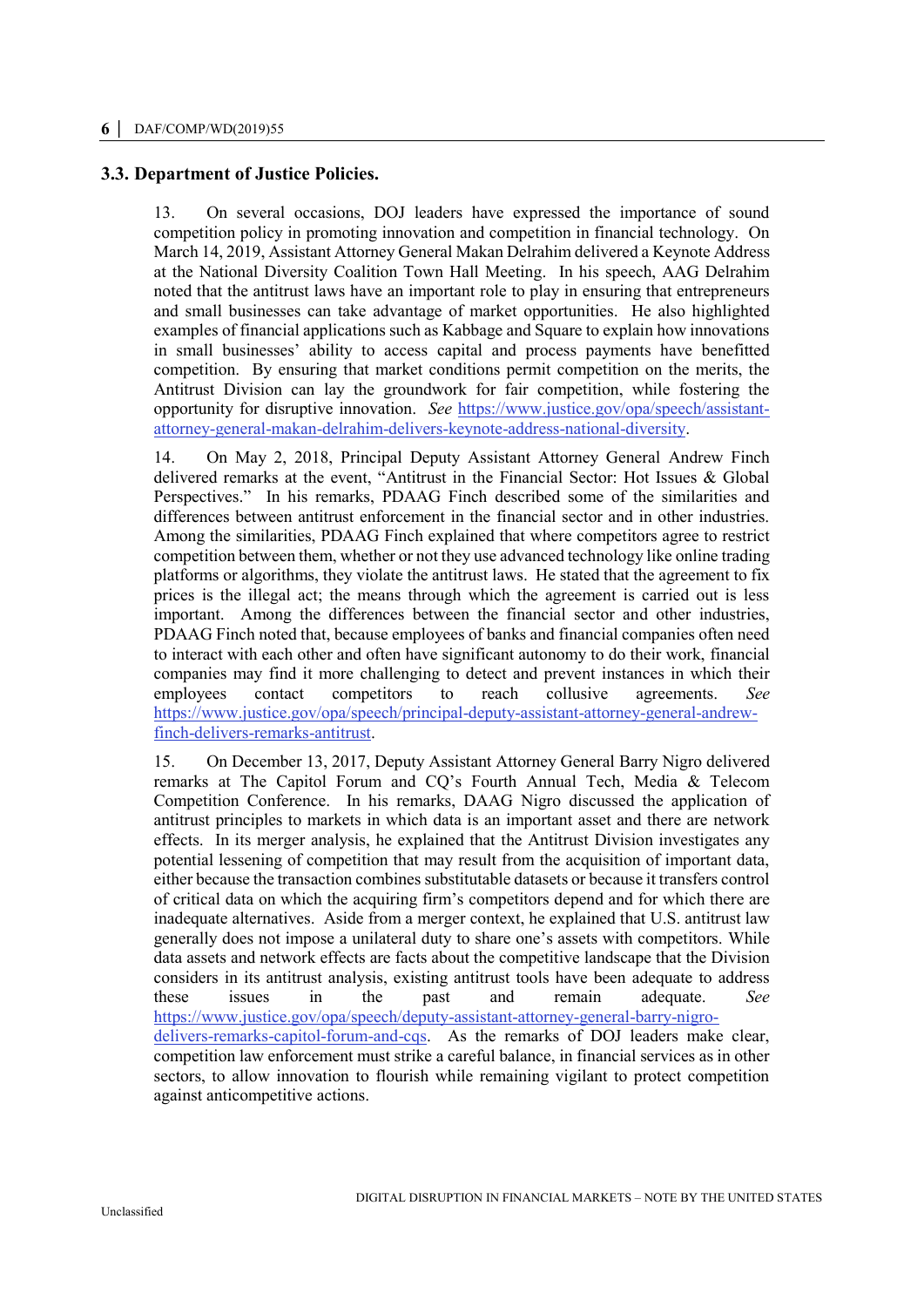### 3.3. Department of Justice Policies.

13. On several occasions, DOJ leaders have expressed the importance of sound competition policy in promoting innovation and competition in financial technology. On March 14, 2019, Assistant Attorney General Makan Delrahim delivered a Keynote Address at the National Diversity Coalition Town Hall Meeting. In his speech, AAG Delrahim noted that the antitrust laws have an important role to play in ensuring that entrepreneurs and small businesses can take advantage of market opportunities. He also highlighted examples of financial applications such as Kabbage and Square to explain how innovations in small businesses' ability to access capital and process payments have benefitted competition. By ensuring that market conditions permit competition on the merits, the Antitrust Division can lay the groundwork for fair competition, while fostering the opportunity for disruptive innovation. *See* https://www.justice.gov/opa/speech/assistant-attorney-general-makan-delrahim-delivers-keynote-address-national-diversity.

14. On May 2, 2018, Principal Deputy Assistant Attorney General Andrew Finch delivered remarks at the event, "Antitrust in the Financial Sector: Hot Issues & Global Perspectives." In his remarks, PDAAG Finch described some of the similarities and differences between antitrust enforcement in the financial sector and in other industries. Among the similarities, PDAAG Finch explained that where competitors agree to restrict competition between them, whether or not they use advanced technology like online trading platforms or algorithms, they violate the antitrust laws. He stated that the agreement to fix prices is the illegal act; the means through which the agreement is carried out is less important. Among the differences between the financial sector and other industries, PDAAG Finch noted that, because employees of banks and financial companies often need to interact with each other and often have significant autonomy to do their work, financial companies may find it more challenging to detect and prevent instances in which their employees contact competitors to reach collusive agreements. *See* https://www.justice.gov/opa/speech/principal-deputy-assistant-attorney-general-andrew-finch-delivers-remarks-antitrust.

15. On December 13, 2017, Deputy Assistant Attorney General Barry Nigro delivered remarks at The Capitol Forum and CQ's Fourth Annual Tech, Media & Telecom Competition Conference. In his remarks, DAAG Nigro discussed the application of antitrust principles to markets in which data is an important asset and there are network effects. In its merger analysis, he explained that the Antitrust Division investigates any potential lessening of competition that may result from the acquisition of important data, either because the transaction combines substitutable datasets or because it transfers control of critical data on which the acquiring firm's competitors depend and for which there are inadequate alternatives. Aside from a merger context, he explained that U.S. antitrust law generally does not impose a unilateral duty to share one's assets with competitors. While data assets and network effects are facts about the competitive landscape that the Division considers in its antitrust analysis, existing antitrust tools have been adequate to address these issues in the past and remain adequate. *See* https://www.justice.gov/opa/speech/deputy-assistant-attorney-general-barry-nigro-delivers-remarks-capitol-forum-and-cqs. As the remarks of DOJ leaders make clear, competition law enforcement must strike a careful balance, in financial services as in other sectors, to allow innovation to flourish while remaining vigilant to protect competition against anticompetitive actions.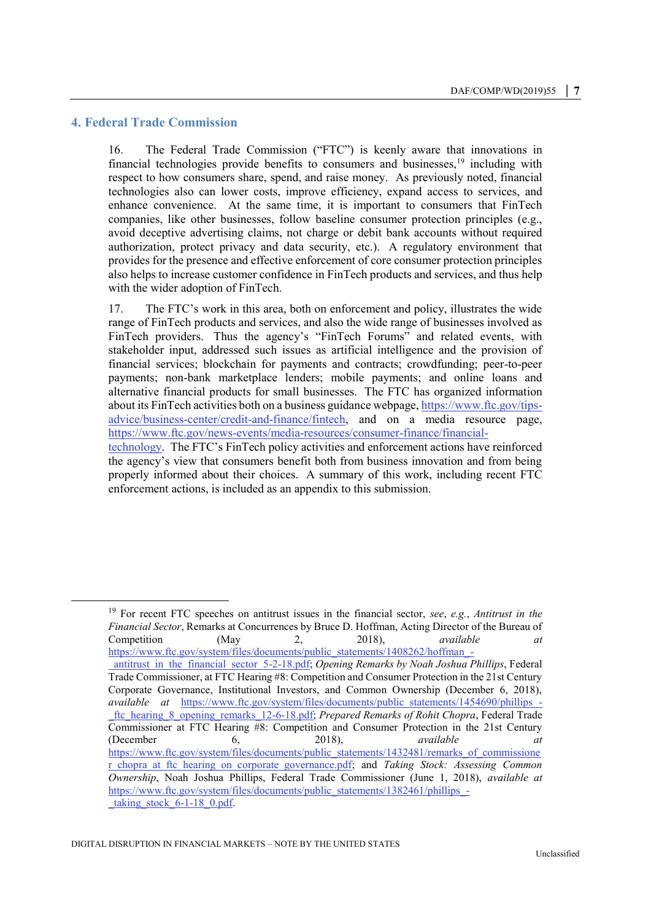## 4. Federal Trade Commission

16. The Federal Trade Commission ("FTC") is keenly aware that innovations in financial technologies provide benefits to consumers and businesses,[19] including with respect to how consumers share, spend, and raise money. As previously noted, financial technologies also can lower costs, improve efficiency, expand access to services, and enhance convenience. At the same time, it is important to consumers that FinTech companies, like other businesses, follow baseline consumer protection principles (e.g., avoid deceptive advertising claims, not charge or debit bank accounts without required authorization, protect privacy and data security, etc.). A regulatory environment that provides for the presence and effective enforcement of core consumer protection principles also helps to increase customer confidence in FinTech products and services, and thus help with the wider adoption of FinTech.

17. The FTC's work in this area, both on enforcement and policy, illustrates the wide range of FinTech products and services, and also the wide range of businesses involved as FinTech providers. Thus the agency's "FinTech Forums" and related events, with stakeholder input, addressed such issues as artificial intelligence and the provision of financial services; blockchain for payments and contracts; crowdfunding; peer-to-peer payments; non-bank marketplace lenders; mobile payments; and online loans and alternative financial products for small businesses. The FTC has organized information about its FinTech activities both on a business guidance webpage, https://www.ftc.gov/tips-advice/business-center/credit-and-finance/fintech, and on a media resource page, https://www.ftc.gov/news-events/media-resources/consumer-finance/financial-technology. The FTC's FinTech policy activities and enforcement actions have reinforced the agency's view that consumers benefit both from business innovation and from being properly informed about their choices. A summary of this work, including recent FTC enforcement actions, is included as an appendix to this submission.

---

[19] For recent FTC speeches on antitrust issues in the financial sector, *see*, *e.g.*, *Antitrust in the Financial Sector*, Remarks at Concurrences by Bruce D. Hoffman, Acting Director of the Bureau of Competition (May 2, 2018), *available at* https://www.ftc.gov/system/files/documents/public_statements/1408262/hoffman_-_antitrust_in_the_financial_sector_5-2-18.pdf; *Opening Remarks by Noah Joshua Phillips*, Federal Trade Commissioner, at FTC Hearing #8: Competition and Consumer Protection in the 21st Century Corporate Governance, Institutional Investors, and Common Ownership (December 6, 2018), *available at* https://www.ftc.gov/system/files/documents/public_statements/1454690/phillips_-_ftc_hearing_8_opening_remarks_12-6-18.pdf; *Prepared Remarks of Rohit Chopra*, Federal Trade Commissioner at FTC Hearing #8: Competition and Consumer Protection in the 21st Century (December 6, 2018), *available at* https://www.ftc.gov/system/files/documents/public_statements/1432481/remarks_of_commissioner_chopra_at_ftc_hearing_on_corporate_governance.pdf; and *Taking Stock: Assessing Common Ownership*, Noah Joshua Phillips, Federal Trade Commissioner (June 1, 2018), *available at* https://www.ftc.gov/system/files/documents/public_statements/1382461/phillips_-_taking_stock_6-1-18_0.pdf.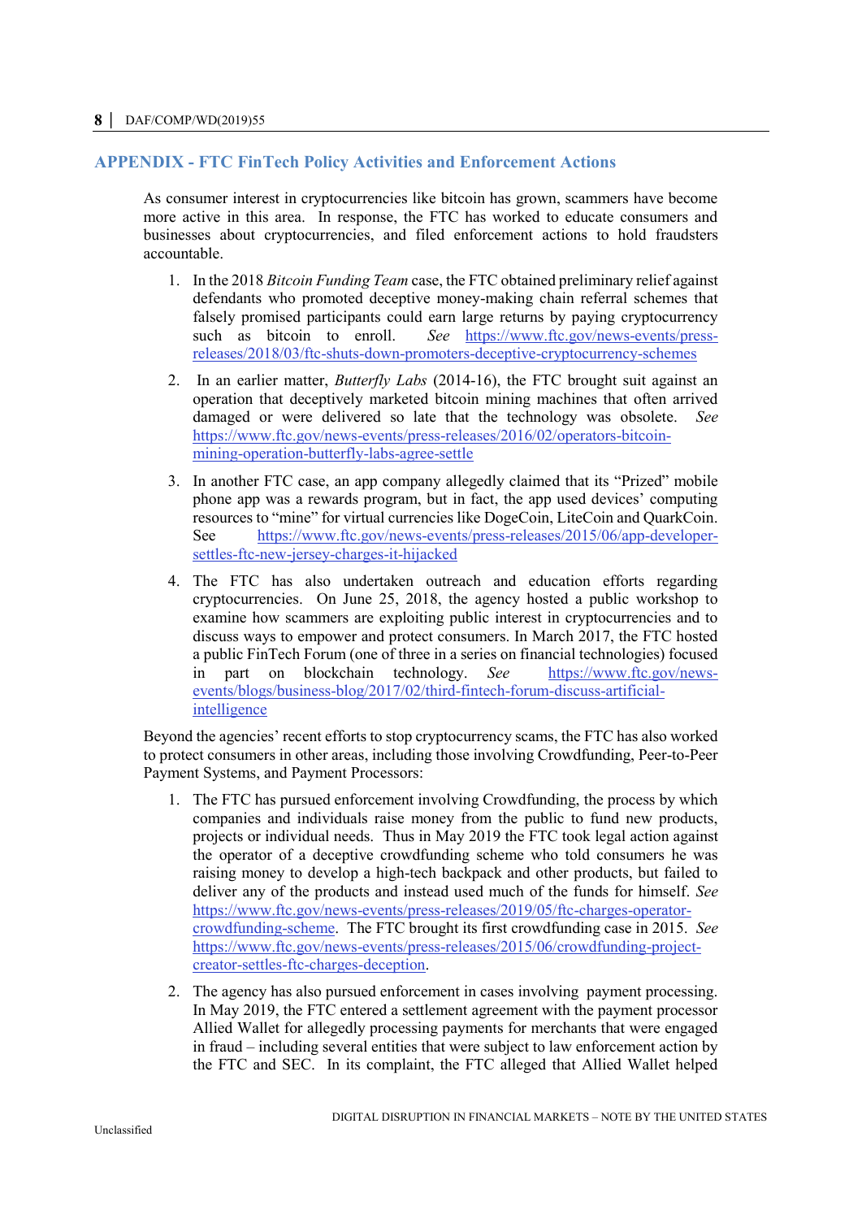## APPENDIX - FTC FinTech Policy Activities and Enforcement Actions

As consumer interest in cryptocurrencies like bitcoin has grown, scammers have become more active in this area. In response, the FTC has worked to educate consumers and businesses about cryptocurrencies, and filed enforcement actions to hold fraudsters accountable.

1. In the 2018 *Bitcoin Funding Team* case, the FTC obtained preliminary relief against defendants who promoted deceptive money-making chain referral schemes that falsely promised participants could earn large returns by paying cryptocurrency such as bitcoin to enroll. *See* https://www.ftc.gov/news-events/press-releases/2018/03/ftc-shuts-down-promoters-deceptive-cryptocurrency-schemes

2. In an earlier matter, *Butterfly Labs* (2014-16), the FTC brought suit against an operation that deceptively marketed bitcoin mining machines that often arrived damaged or were delivered so late that the technology was obsolete. *See* https://www.ftc.gov/news-events/press-releases/2016/02/operators-bitcoin-mining-operation-butterfly-labs-agree-settle

3. In another FTC case, an app company allegedly claimed that its "Prized" mobile phone app was a rewards program, but in fact, the app used devices' computing resources to "mine" for virtual currencies like DogeCoin, LiteCoin and QuarkCoin. See https://www.ftc.gov/news-events/press-releases/2015/06/app-developer-settles-ftc-new-jersey-charges-it-hijacked

4. The FTC has also undertaken outreach and education efforts regarding cryptocurrencies. On June 25, 2018, the agency hosted a public workshop to examine how scammers are exploiting public interest in cryptocurrencies and to discuss ways to empower and protect consumers. In March 2017, the FTC hosted a public FinTech Forum (one of three in a series on financial technologies) focused in part on blockchain technology. *See* https://www.ftc.gov/news-events/blogs/business-blog/2017/02/third-fintech-forum-discuss-artificial-intelligence

Beyond the agencies' recent efforts to stop cryptocurrency scams, the FTC has also worked to protect consumers in other areas, including those involving Crowdfunding, Peer-to-Peer Payment Systems, and Payment Processors:

1. The FTC has pursued enforcement involving Crowdfunding, the process by which companies and individuals raise money from the public to fund new products, projects or individual needs. Thus in May 2019 the FTC took legal action against the operator of a deceptive crowdfunding scheme who told consumers he was raising money to develop a high-tech backpack and other products, but failed to deliver any of the products and instead used much of the funds for himself. *See* https://www.ftc.gov/news-events/press-releases/2019/05/ftc-charges-operator-crowdfunding-scheme. The FTC brought its first crowdfunding case in 2015. *See* https://www.ftc.gov/news-events/press-releases/2015/06/crowdfunding-project-creator-settles-ftc-charges-deception.

2. The agency has also pursued enforcement in cases involving payment processing. In May 2019, the FTC entered a settlement agreement with the payment processor Allied Wallet for allegedly processing payments for merchants that were engaged in fraud – including several entities that were subject to law enforcement action by the FTC and SEC. In its complaint, the FTC alleged that Allied Wallet helped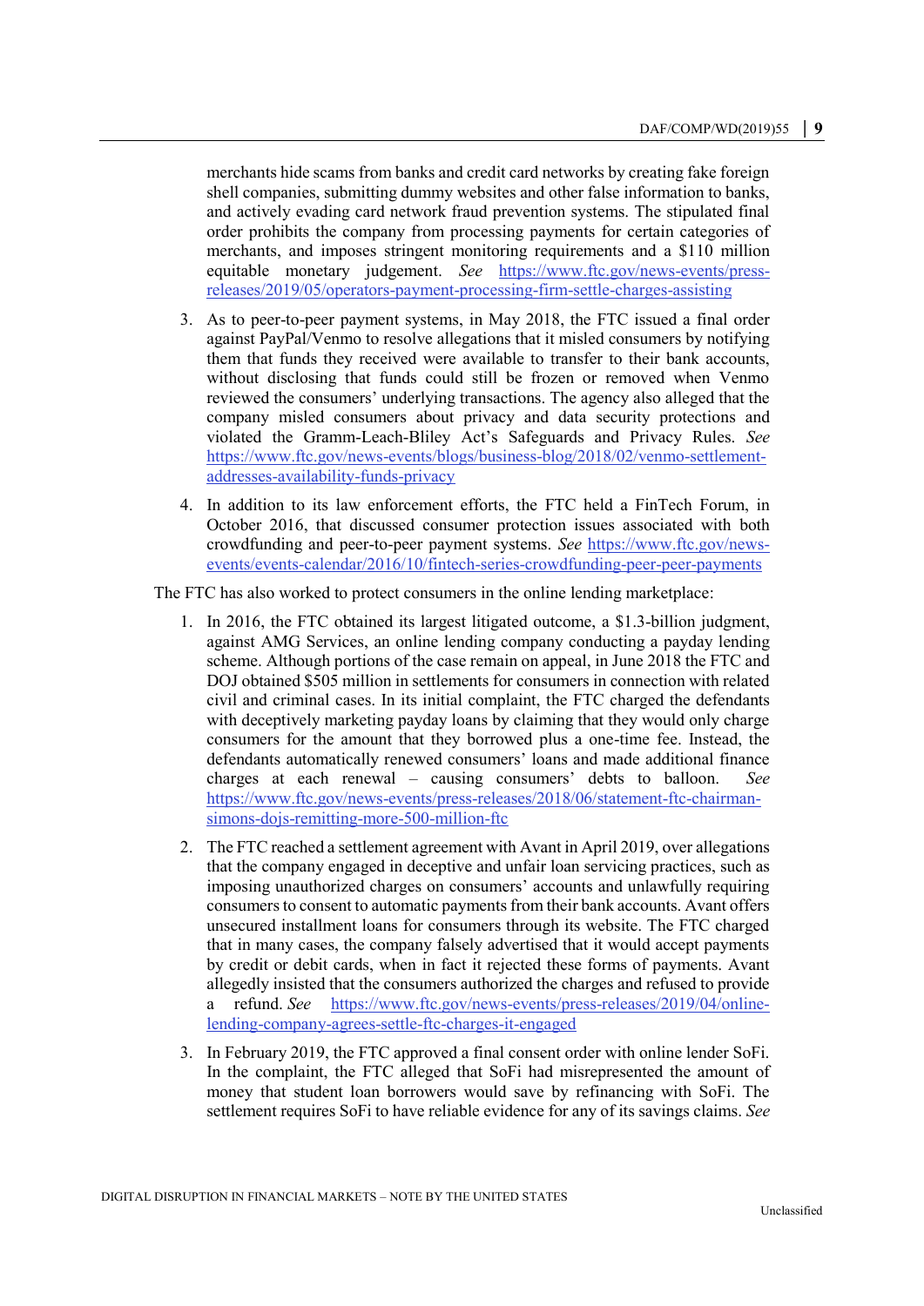merchants hide scams from banks and credit card networks by creating fake foreign shell companies, submitting dummy websites and other false information to banks, and actively evading card network fraud prevention systems. The stipulated final order prohibits the company from processing payments for certain categories of merchants, and imposes stringent monitoring requirements and a $110 million equitable monetary judgement. *See* https://www.ftc.gov/news-events/press-releases/2019/05/operators-payment-processing-firm-settle-charges-assisting

3. As to peer-to-peer payment systems, in May 2018, the FTC issued a final order against PayPal/Venmo to resolve allegations that it misled consumers by notifying them that funds they received were available to transfer to their bank accounts, without disclosing that funds could still be frozen or removed when Venmo reviewed the consumers' underlying transactions. The agency also alleged that the company misled consumers about privacy and data security protections and violated the Gramm-Leach-Bliley Act's Safeguards and Privacy Rules. *See* https://www.ftc.gov/news-events/blogs/business-blog/2018/02/venmo-settlement-addresses-availability-funds-privacy

4. In addition to its law enforcement efforts, the FTC held a FinTech Forum, in October 2016, that discussed consumer protection issues associated with both crowdfunding and peer-to-peer payment systems. *See* https://www.ftc.gov/news-events/events-calendar/2016/10/fintech-series-crowdfunding-peer-peer-payments

The FTC has also worked to protect consumers in the online lending marketplace:

1. In 2016, the FTC obtained its largest litigated outcome, a $1.3-billion judgment, against AMG Services, an online lending company conducting a payday lending scheme. Although portions of the case remain on appeal, in June 2018 the FTC and DOJ obtained $505 million in settlements for consumers in connection with related civil and criminal cases. In its initial complaint, the FTC charged the defendants with deceptively marketing payday loans by claiming that they would only charge consumers for the amount that they borrowed plus a one-time fee. Instead, the defendants automatically renewed consumers' loans and made additional finance charges at each renewal – causing consumers' debts to balloon. *See* https://www.ftc.gov/news-events/press-releases/2018/06/statement-ftc-chairman-simons-dojs-remitting-more-500-million-ftc

2. The FTC reached a settlement agreement with Avant in April 2019, over allegations that the company engaged in deceptive and unfair loan servicing practices, such as imposing unauthorized charges on consumers' accounts and unlawfully requiring consumers to consent to automatic payments from their bank accounts. Avant offers unsecured installment loans for consumers through its website. The FTC charged that in many cases, the company falsely advertised that it would accept payments by credit or debit cards, when in fact it rejected these forms of payments. Avant allegedly insisted that the consumers authorized the charges and refused to provide a refund. *See* https://www.ftc.gov/news-events/press-releases/2019/04/online-lending-company-agrees-settle-ftc-charges-it-engaged

3. In February 2019, the FTC approved a final consent order with online lender SoFi. In the complaint, the FTC alleged that SoFi had misrepresented the amount of money that student loan borrowers would save by refinancing with SoFi. The settlement requires SoFi to have reliable evidence for any of its savings claims. *See*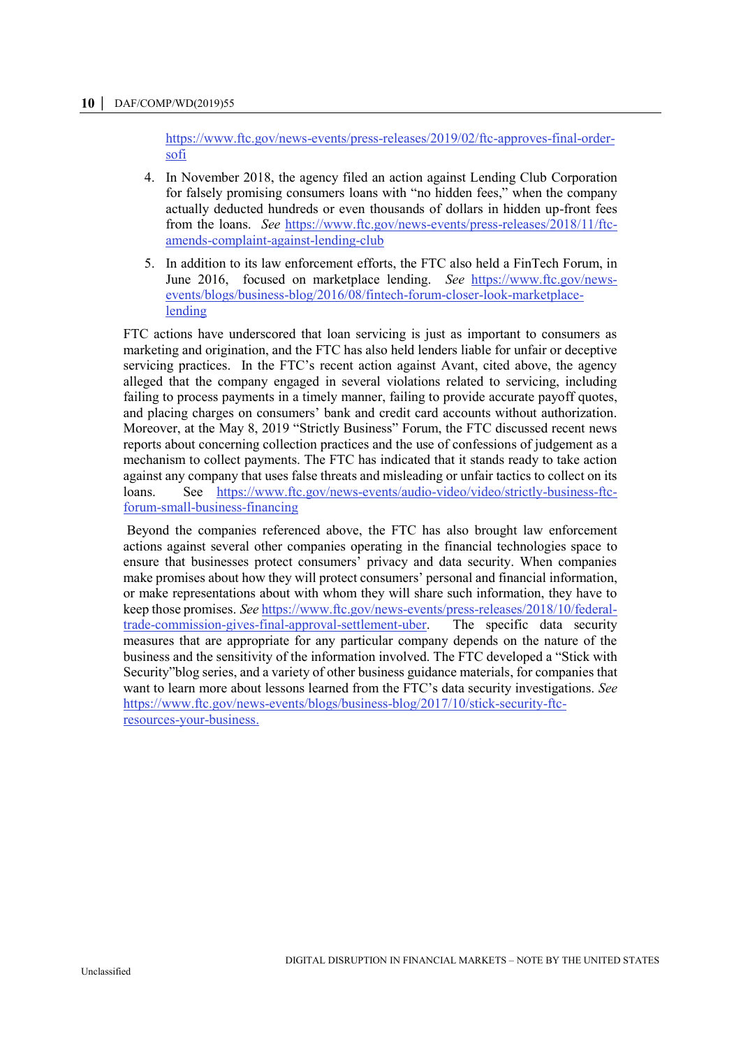https://www.ftc.gov/news-events/press-releases/2019/02/ftc-approves-final-order-sofi

4. In November 2018, the agency filed an action against Lending Club Corporation for falsely promising consumers loans with "no hidden fees," when the company actually deducted hundreds or even thousands of dollars in hidden up-front fees from the loans. *See* https://www.ftc.gov/news-events/press-releases/2018/11/ftc-amends-complaint-against-lending-club

5. In addition to its law enforcement efforts, the FTC also held a FinTech Forum, in June 2016, focused on marketplace lending. *See* https://www.ftc.gov/news-events/blogs/business-blog/2016/08/fintech-forum-closer-look-marketplace-lending

FTC actions have underscored that loan servicing is just as important to consumers as marketing and origination, and the FTC has also held lenders liable for unfair or deceptive servicing practices. In the FTC's recent action against Avant, cited above, the agency alleged that the company engaged in several violations related to servicing, including failing to process payments in a timely manner, failing to provide accurate payoff quotes, and placing charges on consumers' bank and credit card accounts without authorization. Moreover, at the May 8, 2019 "Strictly Business" Forum, the FTC discussed recent news reports about concerning collection practices and the use of confessions of judgement as a mechanism to collect payments. The FTC has indicated that it stands ready to take action against any company that uses false threats and misleading or unfair tactics to collect on its loans. See https://www.ftc.gov/news-events/audio-video/video/strictly-business-ftc-forum-small-business-financing

Beyond the companies referenced above, the FTC has also brought law enforcement actions against several other companies operating in the financial technologies space to ensure that businesses protect consumers' privacy and data security. When companies make promises about how they will protect consumers' personal and financial information, or make representations about with whom they will share such information, they have to keep those promises. *See* https://www.ftc.gov/news-events/press-releases/2018/10/federal-trade-commission-gives-final-approval-settlement-uber. The specific data security measures that are appropriate for any particular company depends on the nature of the business and the sensitivity of the information involved. The FTC developed a "Stick with Security"blog series, and a variety of other business guidance materials, for companies that want to learn more about lessons learned from the FTC's data security investigations. *See* https://www.ftc.gov/news-events/blogs/business-blog/2017/10/stick-security-ftc-resources-your-business.